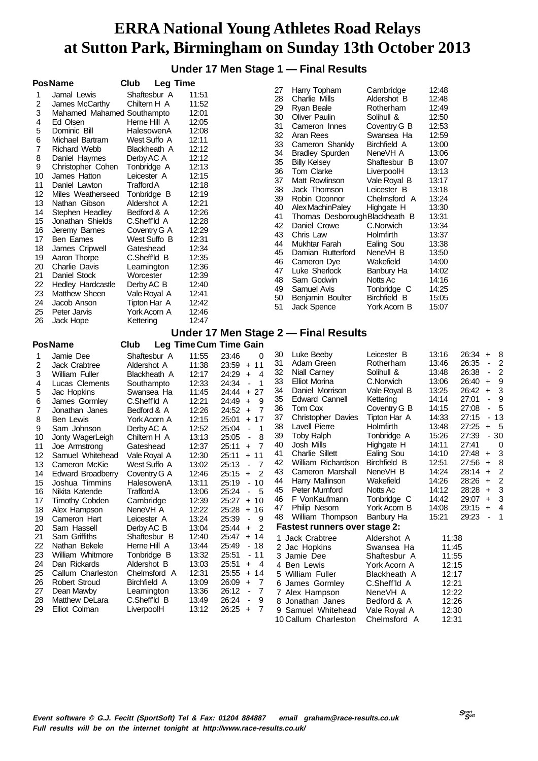# ERRA National Young Athletes Road Relays at Sutton Park, Birmingham on Sunday 13th October 2013

## Under 17 Men Stage 1 — Final Results

| Pos | Name | Club | Leg Time |
|---|---|---|---|
| 1 | Jamal Lewis | Shaftesbur A | 11:51 |
| 2 | James McCarthy | Chiltern H A | 11:52 |
| 3 | Mahamed Mahamed | Southampto | 12:01 |
| 4 | Ed Olsen | Herne Hill A | 12:05 |
| 5 | Dominic Bill | HalesowenA | 12:08 |
| 6 | Michael Bartram | West Suffo A | 12:11 |
| 7 | Richard Webb | Blackheath A | 12:12 |
| 8 | Daniel Haymes | Derby AC A | 12:12 |
| 9 | Christopher Cohen | Tonbridge A | 12:13 |
| 10 | James Hatton | Leicester A | 12:15 |
| 11 | Daniel Lawton | Trafford A | 12:18 |
| 12 | Miles Weatherseed | Tonbridge B | 12:19 |
| 13 | Nathan Gibson | Aldershot A | 12:21 |
| 14 | Stephen Headley | Bedford & A | 12:26 |
| 15 | Jonathan Shields | C.Sheff'ld A | 12:28 |
| 16 | Jeremy Barnes | Coventry G A | 12:29 |
| 17 | Ben Eames | West Suffo B | 12:31 |
| 18 | James Cripwell | Gateshead | 12:34 |
| 19 | Aaron Thorpe | C.Sheff'ld B | 12:35 |
| 20 | Charlie Davis | Leamington | 12:36 |
| 21 | Daniel Stock | Worcester | 12:39 |
| 22 | Hedley Hardcastle | Derby AC B | 12:40 |
| 23 | Matthew Sheen | Vale Royal A | 12:41 |
| 24 | Jacob Anson | Tipton Har A | 12:42 |
| 25 | Peter Jarvis | York Acorn A | 12:46 |
| 26 | Jack Hope | Kettering | 12:47 |
| 27 | Harry Topham | Cambridge | 12:48 |
| 28 | Charlie Mills | Aldershot B | 12:48 |
| 29 | Ryan Beale | Rotherham | 12:49 |
| 30 | Oliver Paulin | Solihull & | 12:50 |
| 31 | Cameron Innes | Coventry G B | 12:53 |
| 32 | Aran Rees | Swansea Ha | 12:59 |
| 33 | Cameron Shankly | Birchfield A | 13:00 |
| 34 | Bradley Spurden | NeneVH A | 13:06 |
| 35 | Billy Kelsey | Shaftesbur B | 13:07 |
| 36 | Tom Clarke | LiverpoolH | 13:13 |
| 37 | Matt Rowlinson | Vale Royal B | 13:17 |
| 38 | Jack Thomson | Leicester B | 13:18 |
| 39 | Robin Oconnor | Chelmsford A | 13:24 |
| 40 | Alex MachinPaley | Highgate H | 13:30 |
| 41 | Thomas Desborough | Blackheath B | 13:31 |
| 42 | Daniel Crowe | C.Norwich | 13:34 |
| 43 | Chris Law | Holmfirth | 13:37 |
| 44 | Mukhtar Farah | Ealing Sou | 13:38 |
| 45 | Damian Rutterford | NeneVH B | 13:50 |
| 46 | Cameron Dye | Wakefield | 14:00 |
| 47 | Luke Sherlock | Banbury Ha | 14:02 |
| 48 | Sam Godwin | Notts Ac | 14:16 |
| 49 | Samuel Avis | Tonbridge C | 14:25 |
| 50 | Benjamin Boulter | Birchfield B | 15:05 |
| 51 | Jack Spence | York Acorn B | 15:07 |

## Under 17 Men Stage 2 — Final Results

| Pos | Name | Club | Leg Time | Cum Time | Gain |
|---|---|---|---|---|---|
| 1 | Jamie Dee | Shaftesbur A | 11:55 | 23:46 | 0 |
| 2 | Jack Crabtree | Aldershot A | 11:38 | 23:59 | + 11 |
| 3 | William Fuller | Blackheath A | 12:17 | 24:29 | + 4 |
| 4 | Lucas Clements | Southampto | 12:33 | 24:34 | - 1 |
| 5 | Jac Hopkins | Swansea Ha | 11:45 | 24:44 | + 27 |
| 6 | James Gormley | C.Sheff'ld A | 12:21 | 24:49 | + 9 |
| 7 | Jonathan Janes | Bedford & A | 12:26 | 24:52 | + 7 |
| 8 | Ben Lewis | York Acorn A | 12:15 | 25:01 | + 17 |
| 9 | Sam Johnson | Derby AC A | 12:52 | 25:04 | - 1 |
| 10 | Jonty WagerLeigh | Chiltern H A | 13:13 | 25:05 | - 8 |
| 11 | Joe Armstrong | Gateshead | 12:37 | 25:11 | + 7 |
| 12 | Samuel Whitehead | Vale Royal A | 12:30 | 25:11 | + 11 |
| 13 | Cameron McKie | West Suffo A | 13:02 | 25:13 | - 7 |
| 14 | Edward Broadberry | Coventry G A | 12:46 | 25:15 | + 2 |
| 15 | Joshua Timmins | HalesowenA | 13:11 | 25:19 | - 10 |
| 16 | Nikita Katende | Trafford A | 13:06 | 25:24 | - 5 |
| 17 | Timothy Cobden | Cambridge | 12:39 | 25:27 | + 10 |
| 18 | Alex Hampson | NeneVH A | 12:22 | 25:28 | + 16 |
| 19 | Cameron Hart | Leicester A | 13:24 | 25:39 | - 9 |
| 20 | Sam Hassell | Derby AC B | 13:04 | 25:44 | + 2 |
| 21 | Sam Griffiths | Shaftesbur B | 12:40 | 25:47 | + 14 |
| 22 | Nathan Bekele | Herne Hill A | 13:44 | 25:49 | - 18 |
| 23 | William Whitmore | Tonbridge B | 13:32 | 25:51 | - 11 |
| 24 | Dan Rickards | Aldershot B | 13:03 | 25:51 | + 4 |
| 25 | Callum Charleston | Chelmsford A | 12:31 | 25:55 | + 14 |
| 26 | Robert Stroud | Birchfield A | 13:09 | 26:09 | + 7 |
| 27 | Dean Mawby | Leamington | 13:36 | 26:12 | - 7 |
| 28 | Matthew DeLara | C.Sheff'ld B | 13:49 | 26:24 | - 9 |
| 29 | Elliot Colman | LiverpoolH | 13:12 | 26:25 | + 7 |
| 30 | Luke Beeby | Leicester B | 13:16 | 26:34 | + 8 |
| 31 | Adam Green | Rotherham | 13:46 | 26:35 | - 2 |
| 32 | Niall Carney | Solihull & | 13:48 | 26:38 | - 2 |
| 33 | Elliot Morina | C.Norwich | 13:06 | 26:40 | + 9 |
| 34 | Daniel Morrison | Vale Royal B | 13:25 | 26:42 | + 3 |
| 35 | Edward Cannell | Kettering | 14:14 | 27:01 | - 9 |
| 36 | Tom Cox | Coventry G B | 14:15 | 27:08 | - 5 |
| 37 | Christopher Davies | Tipton Har A | 14:33 | 27:15 | - 13 |
| 38 | Lavell Pierre | Holmfirth | 13:48 | 27:25 | + 5 |
| 39 | Toby Ralph | Tonbridge A | 15:26 | 27:39 | - 30 |
| 40 | Josh Mills | Highgate H | 14:11 | 27:41 | 0 |
| 41 | Charlie Sillett | Ealing Sou | 14:10 | 27:48 | + 3 |
| 42 | William Richardson | Birchfield B | 12:51 | 27:56 | + 8 |
| 43 | Cameron Marshall | NeneVH B | 14:24 | 28:14 | + 2 |
| 44 | Harry Mallinson | Wakefield | 14:26 | 28:26 | + 2 |
| 45 | Peter Mumford | Notts Ac | 14:12 | 28:28 | + 3 |
| 46 | F VonKaufmann | Tonbridge C | 14:42 | 29:07 | + 3 |
| 47 | Philip Nesom | York Acorn B | 14:08 | 29:15 | + 4 |
| 48 | William Thompson | Banbury Ha | 15:21 | 29:23 | - 1 |

### Fastest runners over stage 2:

| | Name | Club | Time |
|---|---|---|---|
| 1 | Jack Crabtree | Aldershot A | 11:38 |
| 2 | Jac Hopkins | Swansea Ha | 11:45 |
| 3 | Jamie Dee | Shaftesbur A | 11:55 |
| 4 | Ben Lewis | York Acorn A | 12:15 |
| 5 | William Fuller | Blackheath A | 12:17 |
| 6 | James Gormley | C.Sheff'ld A | 12:21 |
| 7 | Alex Hampson | NeneVH A | 12:22 |
| 8 | Jonathan Janes | Bedford & A | 12:26 |
| 9 | Samuel Whitehead | Vale Royal A | 12:30 |
| 10 | Callum Charleston | Chelmsford A | 12:31 |

*Event software © G.J. Fecitt (SportSoft) Tel & Fax: 01204 884887 email graham@race-results.co.uk*
*Full results will be on the internet tonight at http://www.race-results.co.uk/*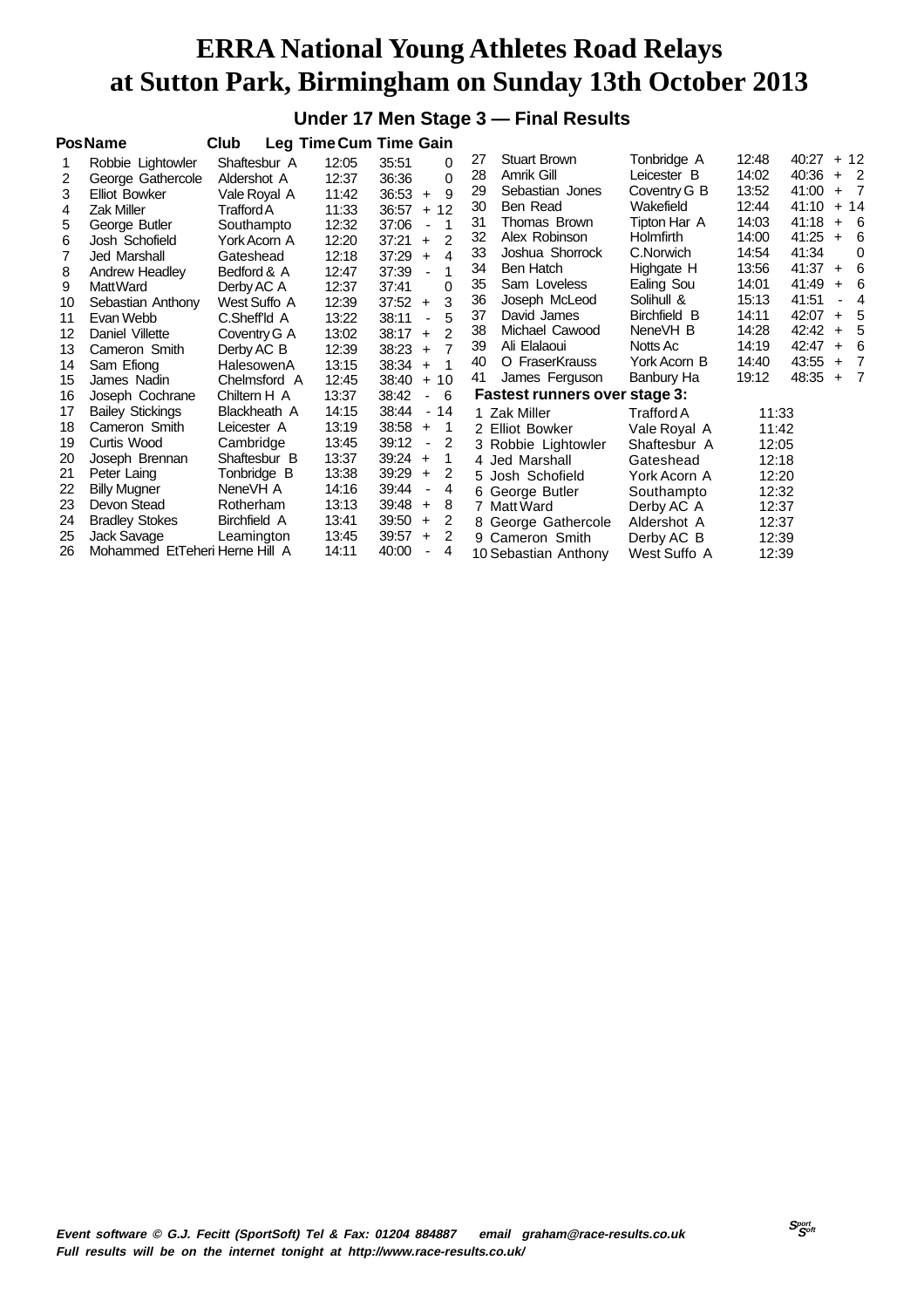# ERRA National Young Athletes Road Relays at Sutton Park, Birmingham on Sunday 13th October 2013

## Under 17 Men Stage 3 — Final Results

| Pos | Name | Club | Leg Time | Cum Time | Gain |
|---|---|---|---|---|---|
| 1 | Robbie Lightowler | Shaftesbur A | 12:05 | 35:51 | 0 |
| 2 | George Gathercole | Aldershot A | 12:37 | 36:36 | 0 |
| 3 | Elliot Bowker | Vale Royal A | 11:42 | 36:53 | + 9 |
| 4 | Zak Miller | Trafford A | 11:33 | 36:57 | + 12 |
| 5 | George Butler | Southampto | 12:32 | 37:06 | - 1 |
| 6 | Josh Schofield | York Acorn A | 12:20 | 37:21 | + 2 |
| 7 | Jed Marshall | Gateshead | 12:18 | 37:29 | + 4 |
| 8 | Andrew Headley | Bedford & A | 12:47 | 37:39 | - 1 |
| 9 | Matt Ward | Derby AC A | 12:37 | 37:41 | 0 |
| 10 | Sebastian Anthony | West Suffo A | 12:39 | 37:52 | + 3 |
| 11 | Evan Webb | C.Sheff'ld A | 13:22 | 38:11 | - 5 |
| 12 | Daniel Villette | Coventry G A | 13:02 | 38:17 | + 2 |
| 13 | Cameron Smith | Derby AC B | 12:39 | 38:23 | + 7 |
| 14 | Sam Efiong | HalesowenA | 13:15 | 38:34 | + 1 |
| 15 | James Nadin | Chelmsford A | 12:45 | 38:40 | + 10 |
| 16 | Joseph Cochrane | Chiltern H A | 13:37 | 38:42 | - 6 |
| 17 | Bailey Stickings | Blackheath A | 14:15 | 38:44 | - 14 |
| 18 | Cameron Smith | Leicester A | 13:19 | 38:58 | + 1 |
| 19 | Curtis Wood | Cambridge | 13:45 | 39:12 | - 2 |
| 20 | Joseph Brennan | Shaftesbur B | 13:37 | 39:24 | + 1 |
| 21 | Peter Laing | Tonbridge B | 13:38 | 39:29 | + 2 |
| 22 | Billy Mugner | NeneVH A | 14:16 | 39:44 | - 4 |
| 23 | Devon Stead | Rotherham | 13:13 | 39:48 | + 8 |
| 24 | Bradley Stokes | Birchfield A | 13:41 | 39:50 | + 2 |
| 25 | Jack Savage | Leamington | 13:45 | 39:57 | + 2 |
| 26 | Mohammed EtTeheri | Herne Hill A | 14:11 | 40:00 | - 4 |
| 27 | Stuart Brown | Tonbridge A | 12:48 | 40:27 | + 12 |
| 28 | Amrik Gill | Leicester B | 14:02 | 40:36 | + 2 |
| 29 | Sebastian Jones | Coventry G B | 13:52 | 41:00 | + 7 |
| 30 | Ben Read | Wakefield | 12:44 | 41:10 | + 14 |
| 31 | Thomas Brown | Tipton Har A | 14:03 | 41:18 | + 6 |
| 32 | Alex Robinson | Holmfirth | 14:00 | 41:25 | + 6 |
| 33 | Joshua Shorrock | C.Norwich | 14:54 | 41:34 | 0 |
| 34 | Ben Hatch | Highgate H | 13:56 | 41:37 | + 6 |
| 35 | Sam Loveless | Ealing Sou | 14:01 | 41:49 | + 6 |
| 36 | Joseph McLeod | Solihull & | 15:13 | 41:51 | - 4 |
| 37 | David James | Birchfield B | 14:11 | 42:07 | + 5 |
| 38 | Michael Cawood | NeneVH B | 14:28 | 42:42 | + 5 |
| 39 | Ali Elalaoui | Notts Ac | 14:19 | 42:47 | + 6 |
| 40 | O FraserKrauss | York Acorn B | 14:40 | 43:55 | + 7 |
| 41 | James Ferguson | Banbury Ha | 19:12 | 48:35 | + 7 |

### Fastest runners over stage 3:

| | Name | Club | Time |
|---|---|---|---|
| 1 | Zak Miller | Trafford A | 11:33 |
| 2 | Elliot Bowker | Vale Royal A | 11:42 |
| 3 | Robbie Lightowler | Shaftesbur A | 12:05 |
| 4 | Jed Marshall | Gateshead | 12:18 |
| 5 | Josh Schofield | York Acorn A | 12:20 |
| 6 | George Butler | Southampto | 12:32 |
| 7 | Matt Ward | Derby AC A | 12:37 |
| 8 | George Gathercole | Aldershot A | 12:37 |
| 9 | Cameron Smith | Derby AC B | 12:39 |
| 10 | Sebastian Anthony | West Suffo A | 12:39 |

*Event software © G.J. Fecitt (SportSoft) Tel & Fax: 01204 884887 email graham@race-results.co.uk*
*Full results will be on the internet tonight at http://www.race-results.co.uk/*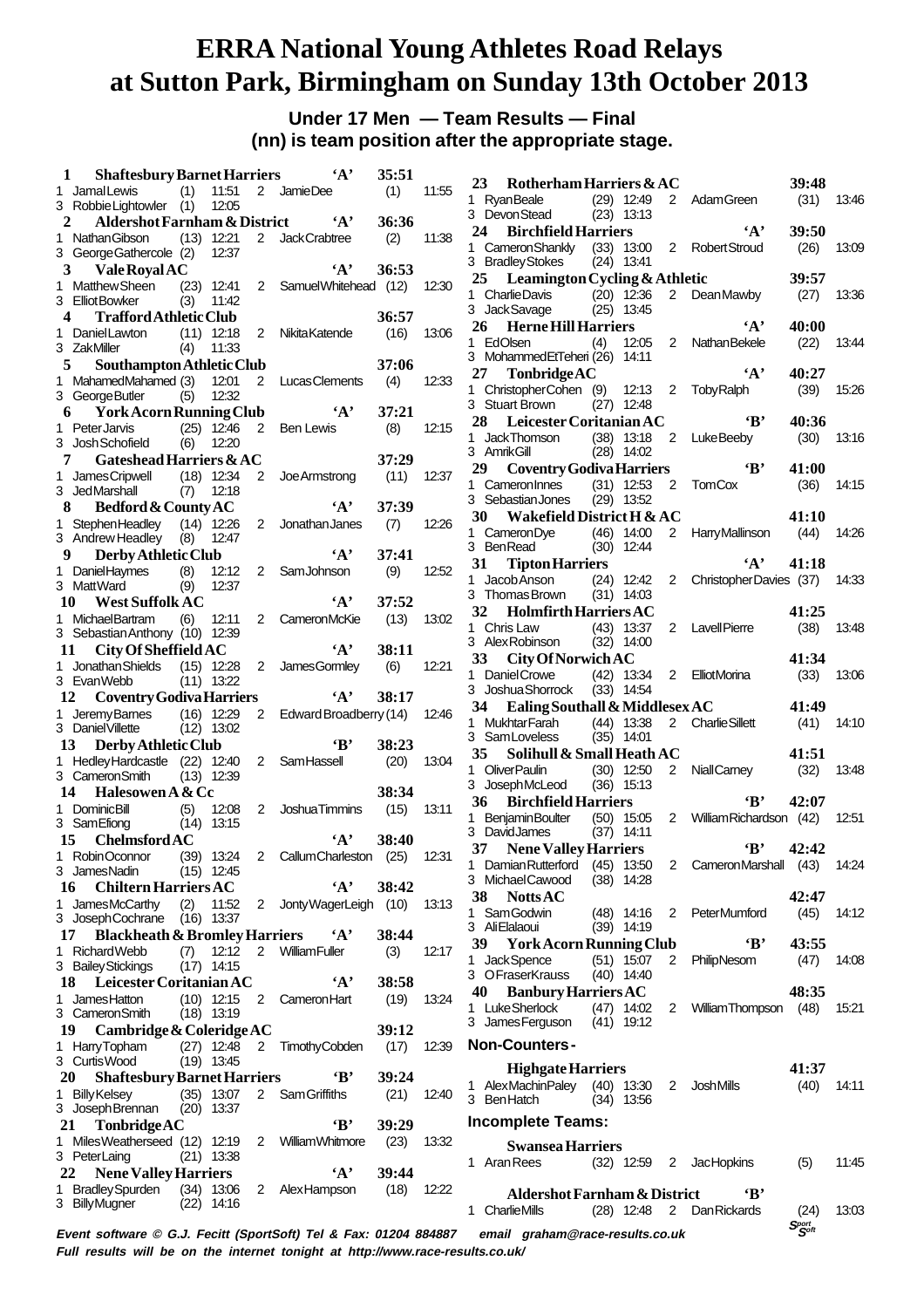# ERRA National Young Athletes Road Relays at Sutton Park, Birmingham on Sunday 13th October 2013

**Under 17 Men — Team Results — Final**
**(nn) is team position after the appropriate stage.**

**1 Shaftesbury Barnet Harriers 'A' 35:51**
1 Jamal Lewis (1) 11:51 2 Jamie Dee (1) 11:55
3 Robbie Lightowler (1) 12:05

**2 Aldershot Farnham & District 'A' 36:36**
1 Nathan Gibson (13) 12:21 2 Jack Crabtree (2) 11:38
3 George Gathercole (2) 12:37

**3 Vale Royal AC 'A' 36:53**
1 Matthew Sheen (23) 12:41 2 Samuel Whitehead (12) 12:30
3 Elliot Bowker (3) 11:42

**4 Trafford Athletic Club 36:57**
1 Daniel Lawton (11) 12:18 2 Nikita Katende (16) 13:06
3 Zak Miller (4) 11:33

**5 Southampton Athletic Club 37:06**
1 Mahamed Mahamed (3) 12:01 2 Lucas Clements (4) 12:33
3 George Butler (5) 12:32

**6 York Acorn Running Club 'A' 37:21**
1 Peter Jarvis (25) 12:46 2 Ben Lewis (8) 12:15
3 Josh Schofield (6) 12:20

**7 Gateshead Harriers & AC 37:29**
1 James Cripwell (18) 12:34 2 Joe Armstrong (11) 12:37
3 Jed Marshall (7) 12:18

**8 Bedford & County AC 'A' 37:39**
1 Stephen Headley (14) 12:26 2 Jonathan Janes (7) 12:26
3 Andrew Headley (8) 12:47

**9 Derby Athletic Club 'A' 37:41**
1 Daniel Haymes (8) 12:12 2 Sam Johnson (9) 12:52
3 Matt Ward (9) 12:37

**10 West Suffolk AC 'A' 37:52**
1 Michael Bartram (6) 12:11 2 Cameron McKie (13) 13:02
3 Sebastian Anthony (10) 12:39

**11 City Of Sheffield AC 'A' 38:11**
1 Jonathan Shields (15) 12:28 2 James Gormley (6) 12:21
3 Evan Webb (11) 13:22

**12 Coventry Godiva Harriers 'A' 38:17**
1 Jeremy Barnes (16) 12:29 2 Edward Broadberry (14) 12:46
3 Daniel Villette (12) 13:02

**13 Derby Athletic Club 'B' 38:23**
1 Hedley Hardcastle (22) 12:40 2 Sam Hassell (20) 13:04
3 Cameron Smith (13) 12:39

**14 Halesowen A & Cc 38:34**
1 Dominic Bill (5) 12:08 2 Joshua Timmins (15) 13:11
3 Sam Efiong (14) 13:15

**15 Chelmsford AC 'A' 38:40**
1 Robin Oconnor (39) 13:24 2 Callum Charleston (25) 12:31
3 James Nadin (15) 12:45

**16 Chiltern Harriers AC 'A' 38:42**
1 James McCarthy (2) 11:52 2 Jonty Wager Leigh (10) 13:13
3 Joseph Cochrane (16) 13:37

**17 Blackheath & Bromley Harriers 'A' 38:44**
1 Richard Webb (7) 12:12 2 William Fuller (3) 12:17
3 Bailey Stickings (17) 14:15

**18 Leicester Coritanian AC 'A' 38:58**
1 James Hatton (10) 12:15 2 Cameron Hart (19) 13:24
3 Cameron Smith (18) 13:19

**19 Cambridge & Coleridge AC 39:12**
1 Harry Topham (27) 12:48 2 Timothy Cobden (17) 12:39
3 Curtis Wood (19) 13:45

**20 Shaftesbury Barnet Harriers 'B' 39:24**
1 Billy Kelsey (35) 13:07 2 Sam Griffiths (21) 12:40
3 Joseph Brennan (20) 13:37

**21 Tonbridge AC 'B' 39:29**
1 Miles Weatherseed (12) 12:19 2 William Whitmore (23) 13:32
3 Peter Laing (21) 13:38

**22 Nene Valley Harriers 'A' 39:44**
1 Bradley Spurden (34) 13:06 2 Alex Hampson (18) 12:22
3 Billy Mugner (22) 14:16

**23 Rotherham Harriers & AC 39:48**
1 Ryan Beale (29) 12:49 2 Adam Green (31) 13:46
3 Devon Stead (23) 13:13

**24 Birchfield Harriers 'A' 39:50**
1 Cameron Shankly (33) 13:00 2 Robert Stroud (26) 13:09
3 Bradley Stokes (24) 13:41

**25 Leamington Cycling & Athletic 39:57**
1 Charlie Davis (20) 12:36 2 Dean Mawby (27) 13:36
3 Jack Savage (25) 13:45

**26 Herne Hill Harriers 'A' 40:00**
1 Ed Olsen (4) 12:05 2 Nathan Bekele (22) 13:44
3 Mohammed Et Teheri (26) 14:11

**27 Tonbridge AC 'A' 40:27**
1 Christopher Cohen (9) 12:13 2 Toby Ralph (39) 15:26
3 Stuart Brown (27) 12:48

**28 Leicester Coritanian AC 'B' 40:36**
1 Jack Thomson (38) 13:18 2 Luke Beeby (30) 13:16
3 Amrik Gill (28) 14:02

**29 Coventry Godiva Harriers 'B' 41:00**
1 Cameron Innes (31) 12:53 2 Tom Cox (36) 14:15
3 Sebastian Jones (29) 13:52

**30 Wakefield District H & AC 41:10**
1 Cameron Dye (46) 14:00 2 Harry Mallinson (44) 14:26
3 Ben Read (30) 12:44

**31 Tipton Harriers 'A' 41:18**
1 Jacob Anson (24) 12:42 2 Christopher Davies (37) 14:33
3 Thomas Brown (31) 14:03

**32 Holmfirth Harriers AC 41:25**
1 Chris Law (43) 13:37 2 Lavell Pierre (38) 13:48
3 Alex Robinson (32) 14:00

**33 City Of Norwich AC 41:34**
1 Daniel Crowe (42) 13:34 2 Elliot Morina (33) 13:06
3 Joshua Shorrock (33) 14:54

**34 Ealing Southall & Middlesex AC 41:49**
1 Mukhtar Farah (44) 13:38 2 Charlie Sillett (41) 14:10
3 Sam Loveless (35) 14:01

**35 Solihull & Small Heath AC 41:51**
1 Oliver Paulin (30) 12:50 2 Niall Carney (32) 13:48
3 Joseph McLeod (36) 15:13

**36 Birchfield Harriers 'B' 42:07**
1 Benjamin Boulter (50) 15:05 2 William Richardson (42) 12:51
3 David James (37) 14:11

**37 Nene Valley Harriers 'B' 42:42**
1 Damian Rutterford (45) 13:50 2 Cameron Marshall (43) 14:24
3 Michael Cawood (38) 14:28

**38 Notts AC 42:47**
1 Sam Godwin (48) 14:16 2 Peter Mumford (45) 14:12
3 Ali Elalaoui (39) 14:19

**39 York Acorn Running Club 'B' 43:55**
1 Jack Spence (51) 15:07 2 Philip Nesom (47) 14:08
3 O Fraser Krauss (40) 14:40

**40 Banbury Harriers AC 48:35**
1 Luke Sherlock (47) 14:02 2 William Thompson (48) 15:21
3 James Ferguson (41) 19:12

## Non-Counters -

**Highgate Harriers 41:37**
1 Alex Machin Paley (40) 13:30 2 Josh Mills (40) 14:11
3 Ben Hatch (34) 13:56

## Incomplete Teams:

**Swansea Harriers**
1 Aran Rees (32) 12:59 2 Jac Hopkins (5) 11:45

**Aldershot Farnham & District 'B'**
1 Charlie Mills (28) 12:48 2 Dan Rickards (24) 13:03

*Event software © G.J. Fecitt (SportSoft) Tel & Fax: 01204 884887 email graham@race-results.co.uk*
*Full results will be on the internet tonight at http://www.race-results.co.uk/*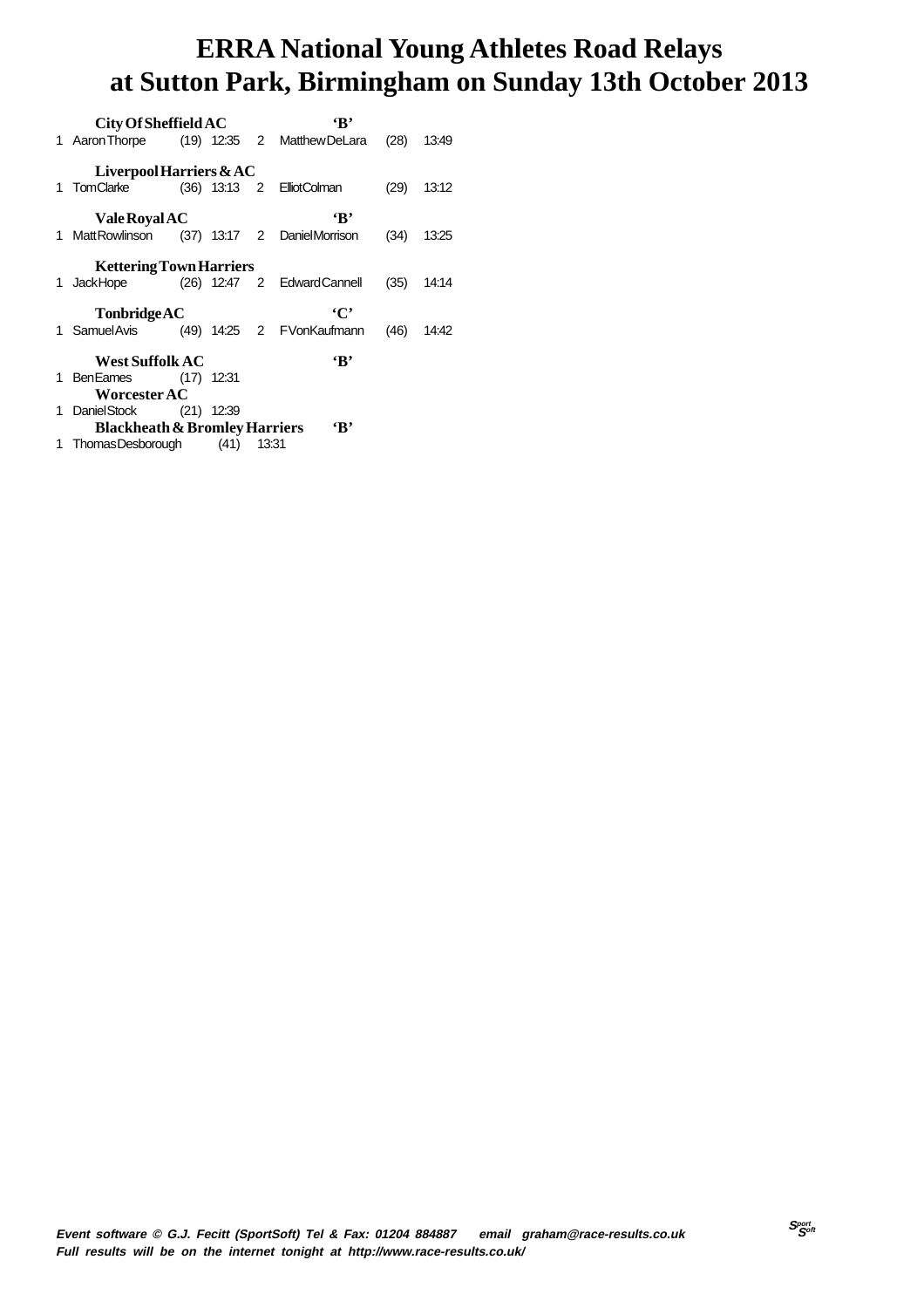# ERRA National Young Athletes Road Relays at Sutton Park, Birmingham on Sunday 13th October 2013

**City Of Sheffield AC** 'B'

1 Aaron Thorpe (19) 12:35 2 Matthew DeLara (28) 13:49

**Liverpool Harriers & AC**

1 Tom Clarke (36) 13:13 2 Elliot Colman (29) 13:12

**Vale Royal AC** 'B'

1 Matt Rowlinson (37) 13:17 2 Daniel Morrison (34) 13:25

**Kettering Town Harriers**

1 Jack Hope (26) 12:47 2 Edward Cannell (35) 14:14

**Tonbridge AC** 'C'

1 Samuel Avis (49) 14:25 2 F Von Kaufmann (46) 14:42

**West Suffolk AC** 'B'

1 Ben Eames (17) 12:31

**Worcester AC**

1 Daniel Stock (21) 12:39

**Blackheath & Bromley Harriers** 'B'

1 Thomas Desborough (41) 13:31

*Event software © G.J. Fecitt (SportSoft) Tel & Fax: 01204 884887 email graham@race-results.co.uk*
*Full results will be on the internet tonight at http://www.race-results.co.uk/*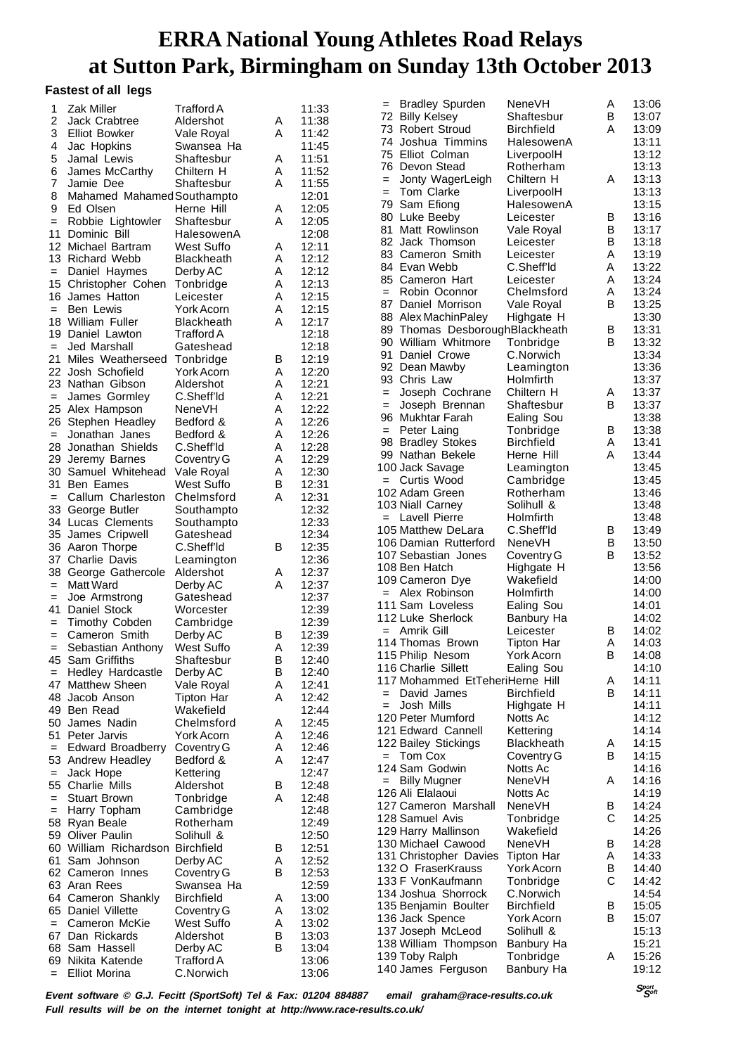# ERRA National Young Athletes Road Relays at Sutton Park, Birmingham on Sunday 13th October 2013

**Fastest of all legs**

| | | | | |
|---|---|---|---|---|
| 1 | Zak Miller | Trafford A | | 11:33 |
| 2 | Jack Crabtree | Aldershot | A | 11:38 |
| 3 | Elliot Bowker | Vale Royal | A | 11:42 |
| 4 | Jac Hopkins | Swansea Ha | | 11:45 |
| 5 | Jamal Lewis | Shaftesbur | A | 11:51 |
| 6 | James McCarthy | Chiltern H | A | 11:52 |
| 7 | Jamie Dee | Shaftesbur | A | 11:55 |
| 8 | Mahamed Mahamed | Southampto | | 12:01 |
| 9 | Ed Olsen | Herne Hill | A | 12:05 |
| = | Robbie Lightowler | Shaftesbur | A | 12:05 |
| 11 | Dominic Bill | HalesowenA | | 12:08 |
| 12 | Michael Bartram | West Suffo | A | 12:11 |
| 13 | Richard Webb | Blackheath | A | 12:12 |
| = | Daniel Haymes | Derby AC | A | 12:12 |
| 15 | Christopher Cohen | Tonbridge | A | 12:13 |
| 16 | James Hatton | Leicester | A | 12:15 |
| = | Ben Lewis | York Acorn | A | 12:15 |
| 18 | William Fuller | Blackheath | A | 12:17 |
| 19 | Daniel Lawton | Trafford A | | 12:18 |
| = | Jed Marshall | Gateshead | | 12:18 |
| 21 | Miles Weatherseed | Tonbridge | B | 12:19 |
| 22 | Josh Schofield | York Acorn | A | 12:20 |
| 23 | Nathan Gibson | Aldershot | A | 12:21 |
| = | James Gormley | C.Sheff'ld | A | 12:21 |
| 25 | Alex Hampson | NeneVH | A | 12:22 |
| 26 | Stephen Headley | Bedford & | A | 12:26 |
| = | Jonathan Janes | Bedford & | A | 12:26 |
| 28 | Jonathan Shields | C.Sheff'ld | A | 12:28 |
| 29 | Jeremy Barnes | Coventry G | A | 12:29 |
| 30 | Samuel Whitehead | Vale Royal | A | 12:30 |
| 31 | Ben Eames | West Suffo | B | 12:31 |
| = | Callum Charleston | Chelmsford | A | 12:31 |
| 33 | George Butler | Southampto | | 12:32 |
| 34 | Lucas Clements | Southampto | | 12:33 |
| 35 | James Cripwell | Gateshead | | 12:34 |
| 36 | Aaron Thorpe | C.Sheff'ld | B | 12:35 |
| 37 | Charlie Davis | Leamington | | 12:36 |
| 38 | George Gathercole | Aldershot | A | 12:37 |
| = | Matt Ward | Derby AC | A | 12:37 |
| = | Joe Armstrong | Gateshead | | 12:37 |
| 41 | Daniel Stock | Worcester | | 12:39 |
| = | Timothy Cobden | Cambridge | | 12:39 |
| = | Cameron Smith | Derby AC | B | 12:39 |
| = | Sebastian Anthony | West Suffo | A | 12:39 |
| 45 | Sam Griffiths | Shaftesbur | B | 12:40 |
| = | Hedley Hardcastle | Derby AC | B | 12:40 |
| 47 | Matthew Sheen | Vale Royal | A | 12:41 |
| 48 | Jacob Anson | Tipton Har | A | 12:42 |
| 49 | Ben Read | Wakefield | | 12:44 |
| 50 | James Nadin | Chelmsford | A | 12:45 |
| 51 | Peter Jarvis | York Acorn | A | 12:46 |
| = | Edward Broadberry | Coventry G | A | 12:46 |
| 53 | Andrew Headley | Bedford & | A | 12:47 |
| = | Jack Hope | Kettering | | 12:47 |
| 55 | Charlie Mills | Aldershot | B | 12:48 |
| = | Stuart Brown | Tonbridge | A | 12:48 |
| = | Harry Topham | Cambridge | | 12:48 |
| 58 | Ryan Beale | Rotherham | | 12:49 |
| 59 | Oliver Paulin | Solihull & | | 12:50 |
| 60 | William Richardson | Birchfield | B | 12:51 |
| 61 | Sam Johnson | Derby AC | A | 12:52 |
| 62 | Cameron Innes | Coventry G | B | 12:53 |
| 63 | Aran Rees | Swansea Ha | | 12:59 |
| 64 | Cameron Shankly | Birchfield | A | 13:00 |
| 65 | Daniel Villette | Coventry G | A | 13:02 |
| = | Cameron McKie | West Suffo | A | 13:02 |
| 67 | Dan Rickards | Aldershot | B | 13:03 |
| 68 | Sam Hassell | Derby AC | B | 13:04 |
| 69 | Nikita Katende | Trafford A | | 13:06 |
| = | Elliot Morina | C.Norwich | | 13:06 |
| = | Bradley Spurden | NeneVH | A | 13:06 |
| 72 | Billy Kelsey | Shaftesbur | B | 13:07 |
| 73 | Robert Stroud | Birchfield | A | 13:09 |
| 74 | Joshua Timmins | HalesowenA | | 13:11 |
| 75 | Elliot Colman | LiverpoolH | | 13:12 |
| 76 | Devon Stead | Rotherham | | 13:13 |
| = | Jonty WagerLeigh | Chiltern H | A | 13:13 |
| = | Tom Clarke | LiverpoolH | | 13:13 |
| 79 | Sam Efiong | HalesowenA | | 13:15 |
| 80 | Luke Beeby | Leicester | B | 13:16 |
| 81 | Matt Rowlinson | Vale Royal | B | 13:17 |
| 82 | Jack Thomson | Leicester | B | 13:18 |
| 83 | Cameron Smith | Leicester | A | 13:19 |
| 84 | Evan Webb | C.Sheff'ld | A | 13:22 |
| 85 | Cameron Hart | Leicester | A | 13:24 |
| = | Robin Oconnor | Chelmsford | A | 13:24 |
| 87 | Daniel Morrison | Vale Royal | B | 13:25 |
| 88 | Alex MachinPaley | Highgate H | | 13:30 |
| 89 | Thomas Desborough | Blackheath | B | 13:31 |
| 90 | William Whitmore | Tonbridge | B | 13:32 |
| 91 | Daniel Crowe | C.Norwich | | 13:34 |
| 92 | Dean Mawby | Leamington | | 13:36 |
| 93 | Chris Law | Holmfirth | | 13:37 |
| = | Joseph Cochrane | Chiltern H | A | 13:37 |
| = | Joseph Brennan | Shaftesbur | B | 13:37 |
| 96 | Mukhtar Farah | Ealing Sou | | 13:38 |
| = | Peter Laing | Tonbridge | B | 13:38 |
| 98 | Bradley Stokes | Birchfield | A | 13:41 |
| 99 | Nathan Bekele | Herne Hill | A | 13:44 |
| 100 | Jack Savage | Leamington | | 13:45 |
| = | Curtis Wood | Cambridge | | 13:45 |
| 102 | Adam Green | Rotherham | | 13:46 |
| 103 | Niall Carney | Solihull & | | 13:48 |
| = | Lavell Pierre | Holmfirth | | 13:48 |
| 105 | Matthew DeLara | C.Sheff'ld | B | 13:49 |
| 106 | Damian Rutterford | NeneVH | B | 13:50 |
| 107 | Sebastian Jones | Coventry G | B | 13:52 |
| 108 | Ben Hatch | Highgate H | | 13:56 |
| 109 | Cameron Dye | Wakefield | | 14:00 |
| = | Alex Robinson | Holmfirth | | 14:00 |
| 111 | Sam Loveless | Ealing Sou | | 14:01 |
| 112 | Luke Sherlock | Banbury Ha | | 14:02 |
| = | Amrik Gill | Leicester | B | 14:02 |
| 114 | Thomas Brown | Tipton Har | A | 14:03 |
| 115 | Philip Nesom | York Acorn | B | 14:08 |
| 116 | Charlie Sillett | Ealing Sou | | 14:10 |
| 117 | Mohammed EtTeheri | Herne Hill | A | 14:11 |
| = | David James | Birchfield | B | 14:11 |
| = | Josh Mills | Highgate H | | 14:11 |
| 120 | Peter Mumford | Notts Ac | | 14:12 |
| 121 | Edward Cannell | Kettering | | 14:14 |
| 122 | Bailey Stickings | Blackheath | A | 14:15 |
| = | Tom Cox | Coventry G | B | 14:15 |
| 124 | Sam Godwin | Notts Ac | | 14:16 |
| = | Billy Mugner | NeneVH | A | 14:16 |
| 126 | Ali Elalaoui | Notts Ac | | 14:19 |
| 127 | Cameron Marshall | NeneVH | B | 14:24 |
| 128 | Samuel Avis | Tonbridge | C | 14:25 |
| 129 | Harry Mallinson | Wakefield | | 14:26 |
| 130 | Michael Cawood | NeneVH | B | 14:28 |
| 131 | Christopher Davies | Tipton Har | A | 14:33 |
| 132 | O FraserKrauss | York Acorn | B | 14:40 |
| 133 | F VonKaufmann | Tonbridge | C | 14:42 |
| 134 | Joshua Shorrock | C.Norwich | | 14:54 |
| 135 | Benjamin Boulter | Birchfield | B | 15:05 |
| 136 | Jack Spence | York Acorn | B | 15:07 |
| 137 | Joseph McLeod | Solihull & | | 15:13 |
| 138 | William Thompson | Banbury Ha | | 15:21 |
| 139 | Toby Ralph | Tonbridge | A | 15:26 |
| 140 | James Ferguson | Banbury Ha | | 19:12 |

*Event software © G.J. Fecitt (SportSoft) Tel & Fax: 01204 884887 email graham@race-results.co.uk*

*Full results will be on the internet tonight at http://www.race-results.co.uk/*